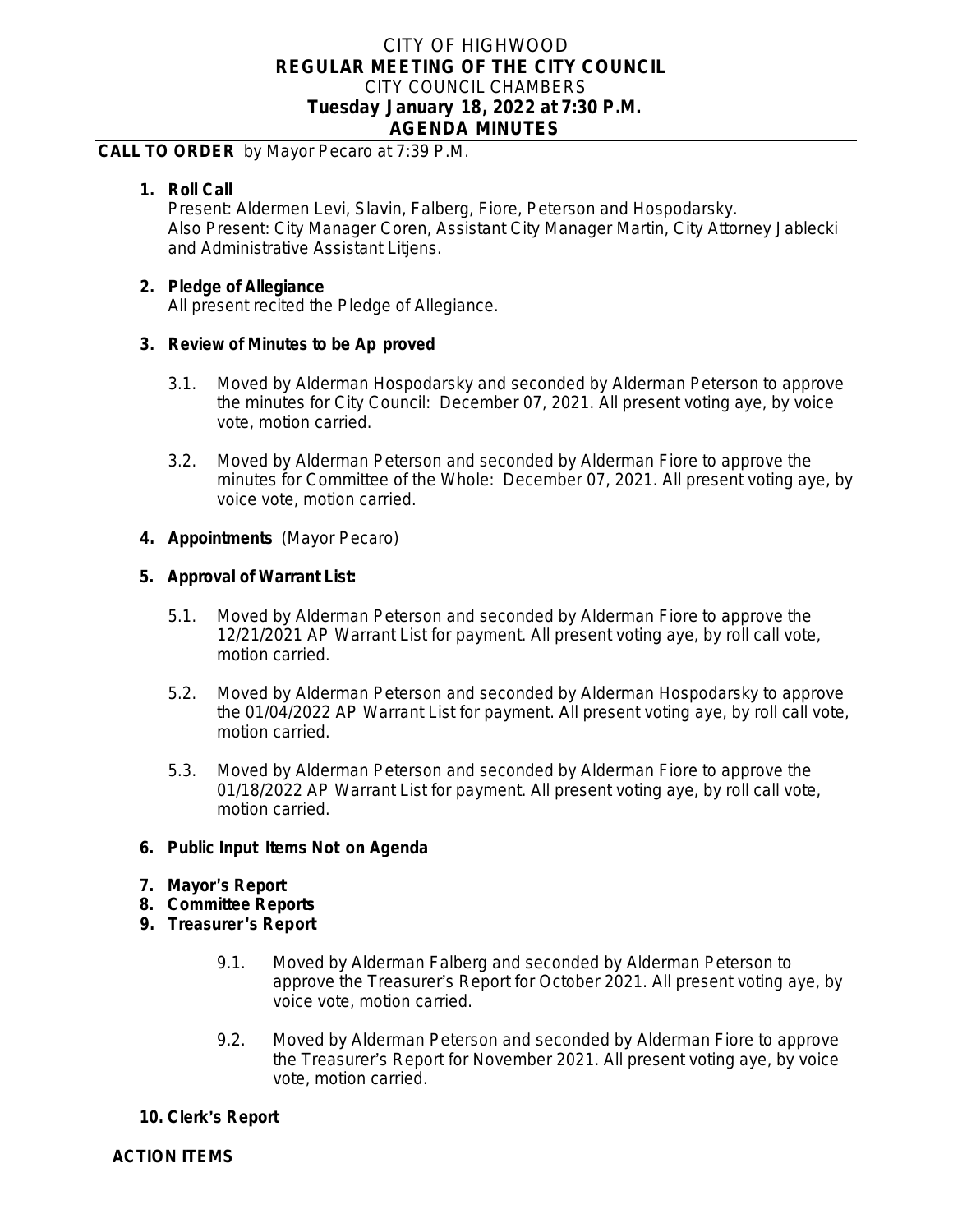# CITY OF HIGHWOOD
## REGULAR MEETING OF THE CITY COUNCIL
CITY COUNCIL CHAMBERS
**Tuesday January 18, 2022 at 7:30 P.M.**
**AGENDA MINUTES**

**CALL TO ORDER** by Mayor Pecaro at 7:39 P.M.

1. **Roll Call**
   Present: Aldermen Levi, Slavin, Falberg, Fiore, Peterson and Hospodarsky.
   Also Present: City Manager Coren, Assistant City Manager Martin, City Attorney Jablecki and Administrative Assistant Litjens.

2. **Pledge of Allegiance**
   All present recited the Pledge of Allegiance.

3. **Review of Minutes to be Ap proved**

   3.1. Moved by Alderman Hospodarsky and seconded by Alderman Peterson to approve the minutes for City Council: December 07, 2021. All present voting aye, by voice vote, motion carried.

   3.2. Moved by Alderman Peterson and seconded by Alderman Fiore to approve the minutes for Committee of the Whole: December 07, 2021. All present voting aye, by voice vote, motion carried.

4. **Appointments** (Mayor Pecaro)

5. **Approval of Warrant List:**

   5.1. Moved by Alderman Peterson and seconded by Alderman Fiore to approve the 12/21/2021 AP Warrant List for payment. All present voting aye, by roll call vote, motion carried.

   5.2. Moved by Alderman Peterson and seconded by Alderman Hospodarsky to approve the 01/04/2022 AP Warrant List for payment. All present voting aye, by roll call vote, motion carried.

   5.3. Moved by Alderman Peterson and seconded by Alderman Fiore to approve the 01/18/2022 AP Warrant List for payment. All present voting aye, by roll call vote, motion carried.

6. **Public Input Items Not on Agenda**

7. **Mayor's Report**

8. **Committee Reports**

9. **Treasurer's Report**

   9.1. Moved by Alderman Falberg and seconded by Alderman Peterson to approve the Treasurer's Report for October 2021. All present voting aye, by voice vote, motion carried.

   9.2. Moved by Alderman Peterson and seconded by Alderman Fiore to approve the Treasurer's Report for November 2021. All present voting aye, by voice vote, motion carried.

10. **Clerk's Report**

**ACTION ITEMS**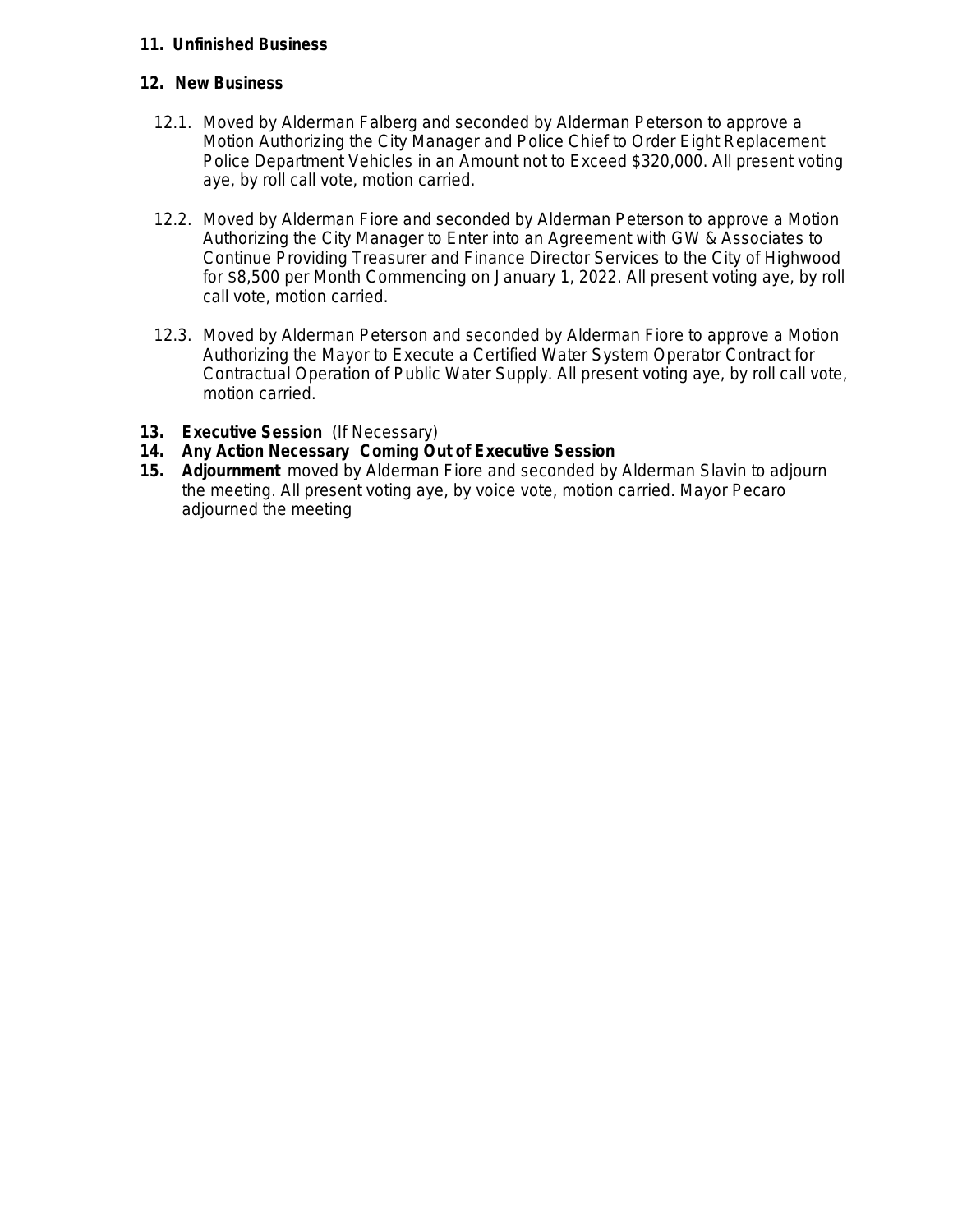**11. Unfinished Business**

**12. New Business**

12.1. Moved by Alderman Falberg and seconded by Alderman Peterson to approve a Motion Authorizing the City Manager and Police Chief to Order Eight Replacement Police Department Vehicles in an Amount not to Exceed $320,000. All present voting aye, by roll call vote, motion carried.

12.2. Moved by Alderman Fiore and seconded by Alderman Peterson to approve a Motion Authorizing the City Manager to Enter into an Agreement with GW & Associates to Continue Providing Treasurer and Finance Director Services to the City of Highwood for $8,500 per Month Commencing on January 1, 2022. All present voting aye, by roll call vote, motion carried.

12.3. Moved by Alderman Peterson and seconded by Alderman Fiore to approve a Motion Authorizing the Mayor to Execute a Certified Water System Operator Contract for Contractual Operation of Public Water Supply. All present voting aye, by roll call vote, motion carried.

**13. Executive Session** (If Necessary)

**14. Any Action Necessary Coming Out of Executive Session**

**15. Adjournment** moved by Alderman Fiore and seconded by Alderman Slavin to adjourn the meeting. All present voting aye, by voice vote, motion carried. Mayor Pecaro adjourned the meeting